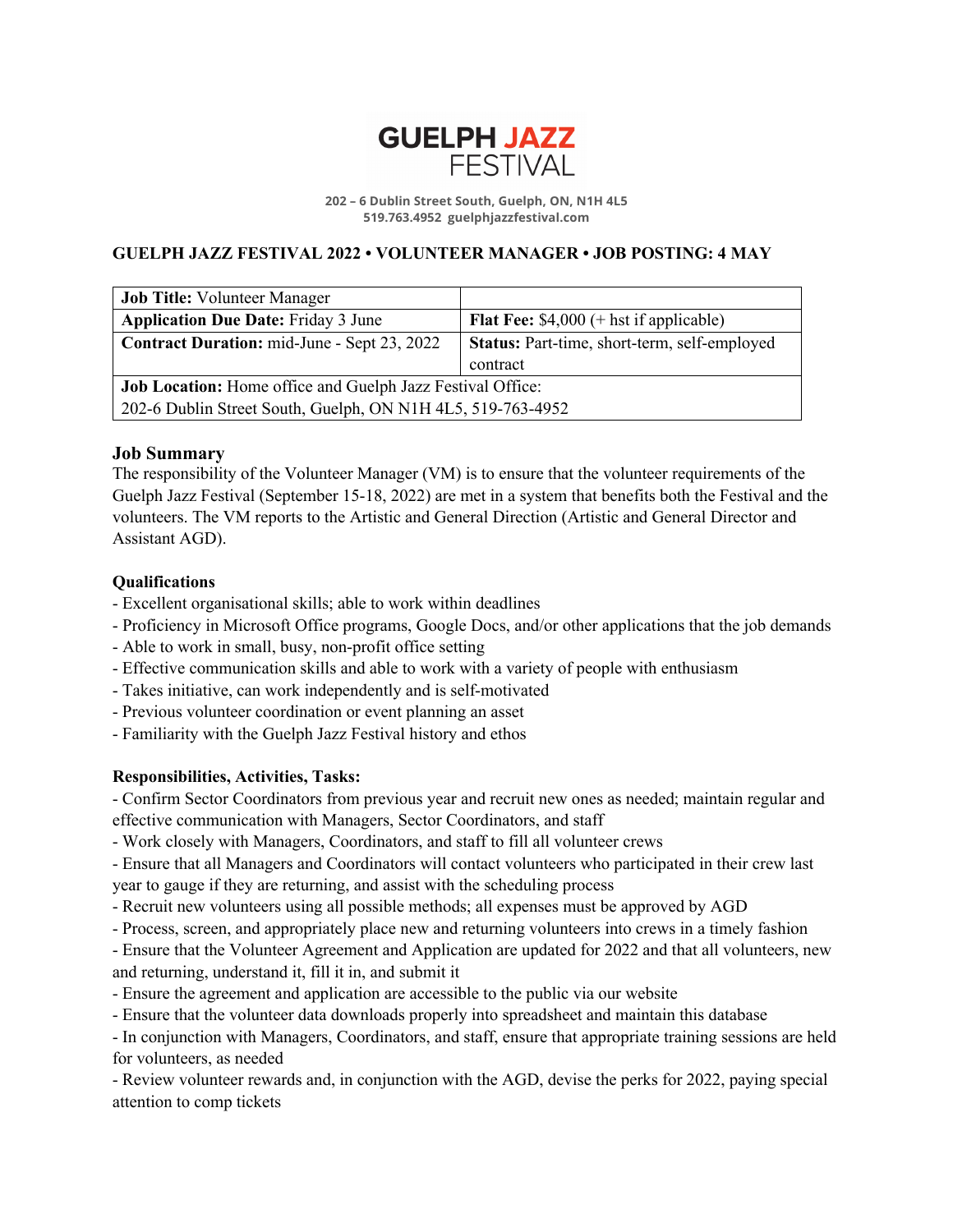# GUELPH JAZZ FESTIVAL

202 – 6 Dublin Street South, Guelph, ON, N1H 4L5
519.763.4952 guelphjazzfestival.com

**GUELPH JAZZ FESTIVAL 2022 • VOLUNTEER MANAGER • JOB POSTING: 4 MAY**

| **Job Title:** Volunteer Manager | |
|---|---|
| **Application Due Date:** Friday 3 June | **Flat Fee:** $4,000 (+ hst if applicable) |
| **Contract Duration:** mid-June - Sept 23, 2022 | **Status:** Part-time, short-term, self-employed contract |
| **Job Location:** Home office and Guelph Jazz Festival Office: 202-6 Dublin Street South, Guelph, ON N1H 4L5, 519-763-4952 | |

### Job Summary

The responsibility of the Volunteer Manager (VM) is to ensure that the volunteer requirements of the Guelph Jazz Festival (September 15-18, 2022) are met in a system that benefits both the Festival and the volunteers. The VM reports to the Artistic and General Direction (Artistic and General Director and Assistant AGD).

### Qualifications

- Excellent organisational skills; able to work within deadlines
- Proficiency in Microsoft Office programs, Google Docs, and/or other applications that the job demands
- Able to work in small, busy, non-profit office setting
- Effective communication skills and able to work with a variety of people with enthusiasm
- Takes initiative, can work independently and is self-motivated
- Previous volunteer coordination or event planning an asset
- Familiarity with the Guelph Jazz Festival history and ethos

### Responsibilities, Activities, Tasks:

- Confirm Sector Coordinators from previous year and recruit new ones as needed; maintain regular and effective communication with Managers, Sector Coordinators, and staff
- Work closely with Managers, Coordinators, and staff to fill all volunteer crews
- Ensure that all Managers and Coordinators will contact volunteers who participated in their crew last year to gauge if they are returning, and assist with the scheduling process
- Recruit new volunteers using all possible methods; all expenses must be approved by AGD
- Process, screen, and appropriately place new and returning volunteers into crews in a timely fashion
- Ensure that the Volunteer Agreement and Application are updated for 2022 and that all volunteers, new and returning, understand it, fill it in, and submit it
- Ensure the agreement and application are accessible to the public via our website
- Ensure that the volunteer data downloads properly into spreadsheet and maintain this database
- In conjunction with Managers, Coordinators, and staff, ensure that appropriate training sessions are held for volunteers, as needed
- Review volunteer rewards and, in conjunction with the AGD, devise the perks for 2022, paying special attention to comp tickets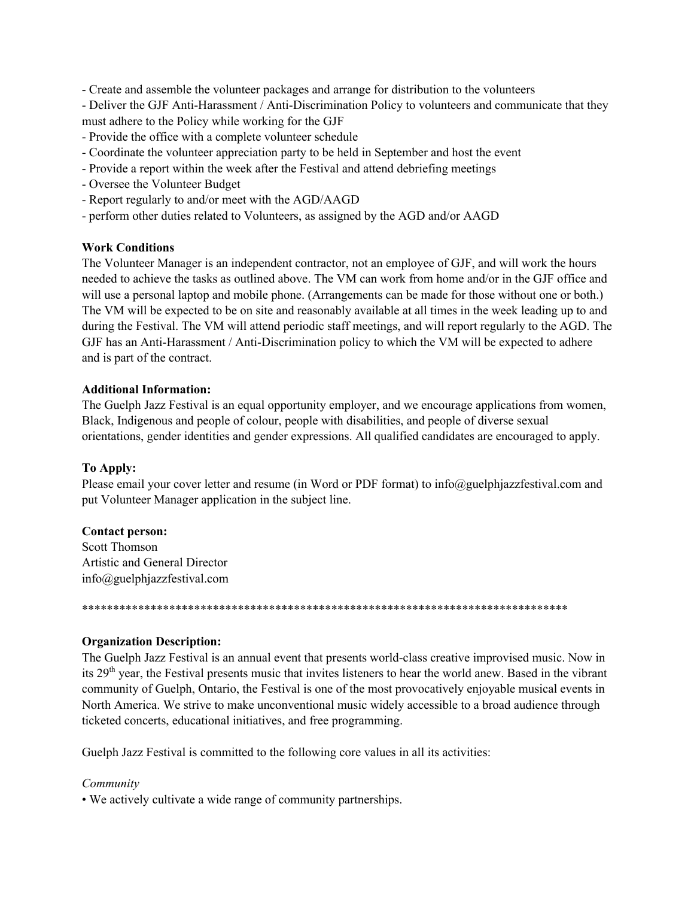- Create and assemble the volunteer packages and arrange for distribution to the volunteers
- Deliver the GJF Anti-Harassment / Anti-Discrimination Policy to volunteers and communicate that they must adhere to the Policy while working for the GJF
- Provide the office with a complete volunteer schedule
- Coordinate the volunteer appreciation party to be held in September and host the event
- Provide a report within the week after the Festival and attend debriefing meetings
- Oversee the Volunteer Budget
- Report regularly to and/or meet with the AGD/AAGD
- perform other duties related to Volunteers, as assigned by the AGD and/or AAGD

**Work Conditions**

The Volunteer Manager is an independent contractor, not an employee of GJF, and will work the hours needed to achieve the tasks as outlined above. The VM can work from home and/or in the GJF office and will use a personal laptop and mobile phone. (Arrangements can be made for those without one or both.) The VM will be expected to be on site and reasonably available at all times in the week leading up to and during the Festival. The VM will attend periodic staff meetings, and will report regularly to the AGD. The GJF has an Anti-Harassment / Anti-Discrimination policy to which the VM will be expected to adhere and is part of the contract.

**Additional Information:**

The Guelph Jazz Festival is an equal opportunity employer, and we encourage applications from women, Black, Indigenous and people of colour, people with disabilities, and people of diverse sexual orientations, gender identities and gender expressions. All qualified candidates are encouraged to apply.

**To Apply:**

Please email your cover letter and resume (in Word or PDF format) to info@guelphjazzfestival.com and put Volunteer Manager application in the subject line.

**Contact person:**

Scott Thomson
Artistic and General Director
info@guelphjazzfestival.com

*********************************************************************************

**Organization Description:**

The Guelph Jazz Festival is an annual event that presents world-class creative improvised music. Now in its 29th year, the Festival presents music that invites listeners to hear the world anew. Based in the vibrant community of Guelph, Ontario, the Festival is one of the most provocatively enjoyable musical events in North America. We strive to make unconventional music widely accessible to a broad audience through ticketed concerts, educational initiatives, and free programming.

Guelph Jazz Festival is committed to the following core values in all its activities:

*Community*

- We actively cultivate a wide range of community partnerships.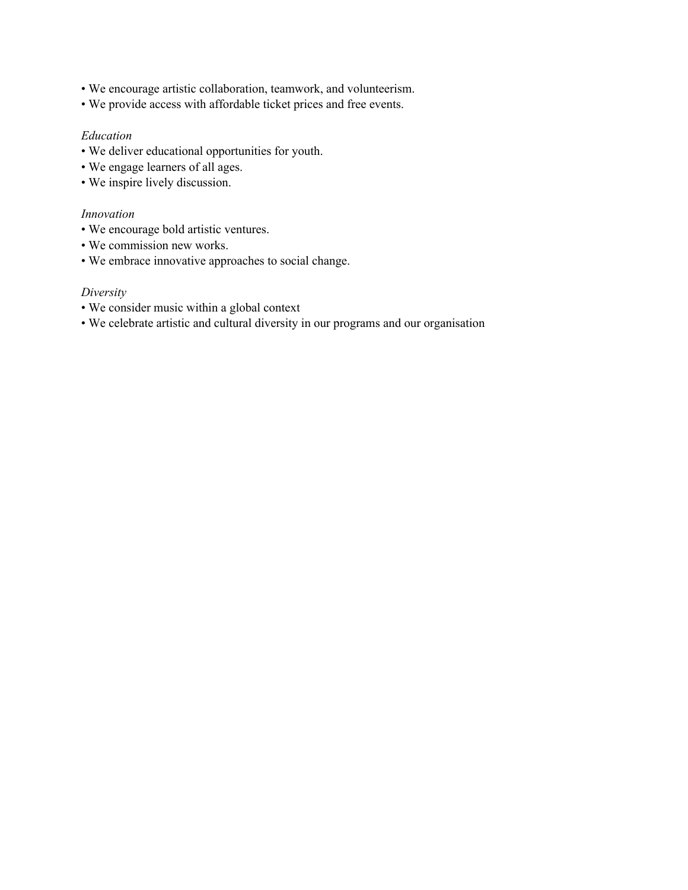- We encourage artistic collaboration, teamwork, and volunteerism.
- We provide access with affordable ticket prices and free events.

*Education*

- We deliver educational opportunities for youth.
- We engage learners of all ages.
- We inspire lively discussion.

*Innovation*

- We encourage bold artistic ventures.
- We commission new works.
- We embrace innovative approaches to social change.

*Diversity*

- We consider music within a global context
- We celebrate artistic and cultural diversity in our programs and our organisation